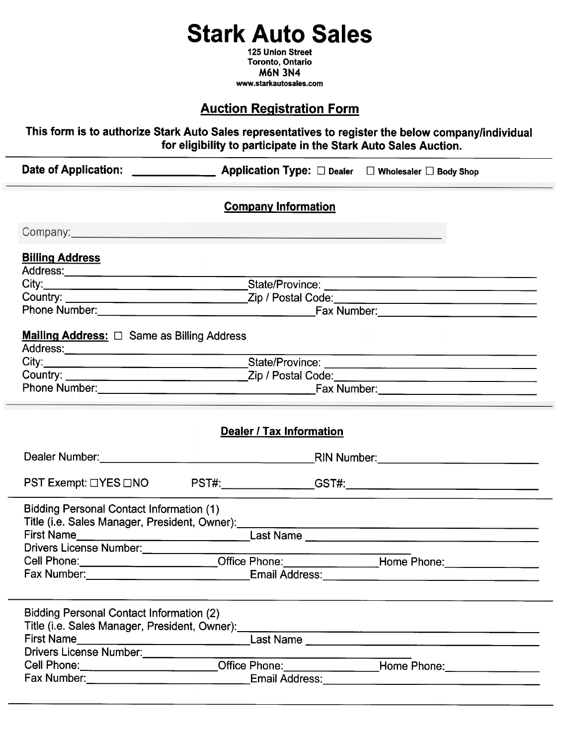# Stark Auto Sales

**125 Union Street**
**Toronto, Ontario**
**M6N 3N4**
**www.starkautosales.com**

## Auction Registration Form

**This form is to authorize Stark Auto Sales representatives to register the below company/individual for eligibility to participate in the Stark Auto Sales Auction.**

---

**Date of Application:** ______________ **Application Type:** ☐ Dealer ☐ Wholesaler ☐ Body Shop

---

### Company Information

Company: ____________________________________________

**Billing Address**

Address: ____________________________________________

City: ______________________ State/Province: ______________________

Country: ______________________ Zip / Postal Code: ______________________

Phone Number: ______________________ Fax Number: ______________________

**Mailing Address:** ☐ Same as Billing Address

Address: ____________________________________________

City: ______________________ State/Province: ______________________

Country: ______________________ Zip / Postal Code: ______________________

Phone Number: ______________________ Fax Number: ______________________

---

### Dealer / Tax Information

Dealer Number: ______________________ RIN Number: ______________________

PST Exempt: ☐YES ☐NO PST#: ______________ GST#: ______________________

---

Bidding Personal Contact Information (1)

Title (i.e. Sales Manager, President, Owner): ______________________

First Name ______________________ Last Name ______________________

Drivers License Number: ______________________

Cell Phone: ______________ Office Phone: ______________ Home Phone: ______________

Fax Number: ______________________ Email Address: ______________________

---

Bidding Personal Contact Information (2)

Title (i.e. Sales Manager, President, Owner): ______________________

First Name ______________________ Last Name ______________________

Drivers License Number: ______________________

Cell Phone: ______________ Office Phone: ______________ Home Phone: ______________

Fax Number: ______________________ Email Address: ______________________

---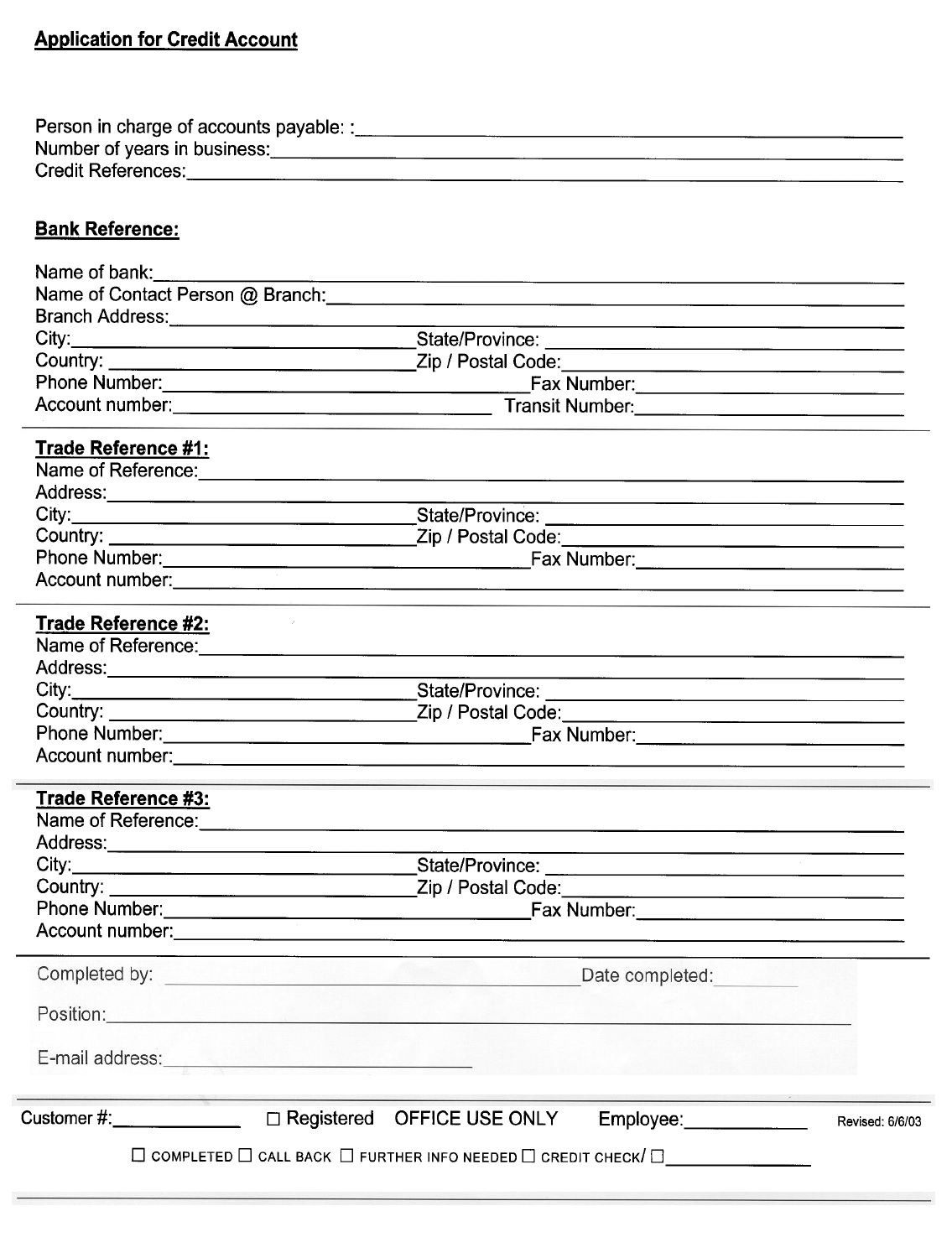## Application for Credit Account

Person in charge of accounts payable: :\_\_\_\_\_\_\_\_\_\_\_\_\_\_\_\_\_\_\_\_\_\_\_\_\_\_\_\_\_\_\_\_\_\_\_\_\_\_\_\_

Number of years in business:\_\_\_\_\_\_\_\_\_\_\_\_\_\_\_\_\_\_\_\_\_\_\_\_\_\_\_\_\_\_\_\_\_\_\_\_\_\_\_\_

Credit References:\_\_\_\_\_\_\_\_\_\_\_\_\_\_\_\_\_\_\_\_\_\_\_\_\_\_\_\_\_\_\_\_\_\_\_\_\_\_\_\_

### Bank Reference:

Name of bank:\_\_\_\_\_\_\_\_\_\_\_\_\_\_\_\_\_\_\_\_\_\_\_\_\_\_\_\_\_\_\_\_\_\_\_\_\_\_\_\_

Name of Contact Person @ Branch:\_\_\_\_\_\_\_\_\_\_\_\_\_\_\_\_\_\_\_\_\_\_\_\_\_\_\_\_\_\_

Branch Address:\_\_\_\_\_\_\_\_\_\_\_\_\_\_\_\_\_\_\_\_\_\_\_\_\_\_\_\_\_\_\_\_\_\_\_\_\_\_\_\_

City:\_\_\_\_\_\_\_\_\_\_\_\_\_\_\_\_\_\_\_\_ State/Province: \_\_\_\_\_\_\_\_\_\_\_\_\_\_\_\_\_\_\_\_

Country: \_\_\_\_\_\_\_\_\_\_\_\_\_\_\_\_\_\_\_\_ Zip / Postal Code:\_\_\_\_\_\_\_\_\_\_\_\_\_\_\_\_\_\_\_\_

Phone Number:\_\_\_\_\_\_\_\_\_\_\_\_\_\_\_\_\_\_\_\_ Fax Number:\_\_\_\_\_\_\_\_\_\_\_\_\_\_\_\_\_\_\_\_

Account number:\_\_\_\_\_\_\_\_\_\_\_\_\_\_\_\_\_\_\_\_ Transit Number:\_\_\_\_\_\_\_\_\_\_\_\_\_\_\_\_\_\_\_\_

---

### Trade Reference #1:

Name of Reference:\_\_\_\_\_\_\_\_\_\_\_\_\_\_\_\_\_\_\_\_\_\_\_\_\_\_\_\_\_\_\_\_\_\_\_\_\_\_\_\_

Address:\_\_\_\_\_\_\_\_\_\_\_\_\_\_\_\_\_\_\_\_\_\_\_\_\_\_\_\_\_\_\_\_\_\_\_\_\_\_\_\_

City:\_\_\_\_\_\_\_\_\_\_\_\_\_\_\_\_\_\_\_\_ State/Province: \_\_\_\_\_\_\_\_\_\_\_\_\_\_\_\_\_\_\_\_

Country: \_\_\_\_\_\_\_\_\_\_\_\_\_\_\_\_\_\_\_\_ Zip / Postal Code:\_\_\_\_\_\_\_\_\_\_\_\_\_\_\_\_\_\_\_\_

Phone Number:\_\_\_\_\_\_\_\_\_\_\_\_\_\_\_\_\_\_\_\_ Fax Number:\_\_\_\_\_\_\_\_\_\_\_\_\_\_\_\_\_\_\_\_

Account number:\_\_\_\_\_\_\_\_\_\_\_\_\_\_\_\_\_\_\_\_\_\_\_\_\_\_\_\_\_\_\_\_\_\_\_\_\_\_\_\_

---

### Trade Reference #2:

Name of Reference:\_\_\_\_\_\_\_\_\_\_\_\_\_\_\_\_\_\_\_\_\_\_\_\_\_\_\_\_\_\_\_\_\_\_\_\_\_\_\_\_

Address:\_\_\_\_\_\_\_\_\_\_\_\_\_\_\_\_\_\_\_\_\_\_\_\_\_\_\_\_\_\_\_\_\_\_\_\_\_\_\_\_

City:\_\_\_\_\_\_\_\_\_\_\_\_\_\_\_\_\_\_\_\_ State/Province: \_\_\_\_\_\_\_\_\_\_\_\_\_\_\_\_\_\_\_\_

Country: \_\_\_\_\_\_\_\_\_\_\_\_\_\_\_\_\_\_\_\_ Zip / Postal Code:\_\_\_\_\_\_\_\_\_\_\_\_\_\_\_\_\_\_\_\_

Phone Number:\_\_\_\_\_\_\_\_\_\_\_\_\_\_\_\_\_\_\_\_ Fax Number:\_\_\_\_\_\_\_\_\_\_\_\_\_\_\_\_\_\_\_\_

Account number:\_\_\_\_\_\_\_\_\_\_\_\_\_\_\_\_\_\_\_\_\_\_\_\_\_\_\_\_\_\_\_\_\_\_\_\_\_\_\_\_

---

### Trade Reference #3:

Name of Reference:\_\_\_\_\_\_\_\_\_\_\_\_\_\_\_\_\_\_\_\_\_\_\_\_\_\_\_\_\_\_\_\_\_\_\_\_\_\_\_\_

Address:\_\_\_\_\_\_\_\_\_\_\_\_\_\_\_\_\_\_\_\_\_\_\_\_\_\_\_\_\_\_\_\_\_\_\_\_\_\_\_\_

City:\_\_\_\_\_\_\_\_\_\_\_\_\_\_\_\_\_\_\_\_ State/Province: \_\_\_\_\_\_\_\_\_\_\_\_\_\_\_\_\_\_\_\_

Country: \_\_\_\_\_\_\_\_\_\_\_\_\_\_\_\_\_\_\_\_ Zip / Postal Code:\_\_\_\_\_\_\_\_\_\_\_\_\_\_\_\_\_\_\_\_

Phone Number:\_\_\_\_\_\_\_\_\_\_\_\_\_\_\_\_\_\_\_\_ Fax Number:\_\_\_\_\_\_\_\_\_\_\_\_\_\_\_\_\_\_\_\_

Account number:\_\_\_\_\_\_\_\_\_\_\_\_\_\_\_\_\_\_\_\_\_\_\_\_\_\_\_\_\_\_\_\_\_\_\_\_\_\_\_\_

---

Completed by: \_\_\_\_\_\_\_\_\_\_\_\_\_\_\_\_\_\_\_\_\_\_\_\_\_\_\_\_\_\_ Date completed:\_\_\_\_\_\_\_\_

Position:\_\_\_\_\_\_\_\_\_\_\_\_\_\_\_\_\_\_\_\_\_\_\_\_\_\_\_\_\_\_\_\_\_\_\_\_\_\_\_\_

E-mail address:\_\_\_\_\_\_\_\_\_\_\_\_\_\_\_\_\_\_\_\_\_\_\_\_\_\_\_\_\_\_

---

Customer #:\_\_\_\_\_\_\_\_\_\_\_\_ ☐ Registered OFFICE USE ONLY Employee:\_\_\_\_\_\_\_\_\_\_\_\_ Revised: 6/6/03

☐ COMPLETED ☐ CALL BACK ☐ FURTHER INFO NEEDED ☐ CREDIT CHECK/ ☐\_\_\_\_\_\_\_\_\_\_\_\_\_\_\_\_